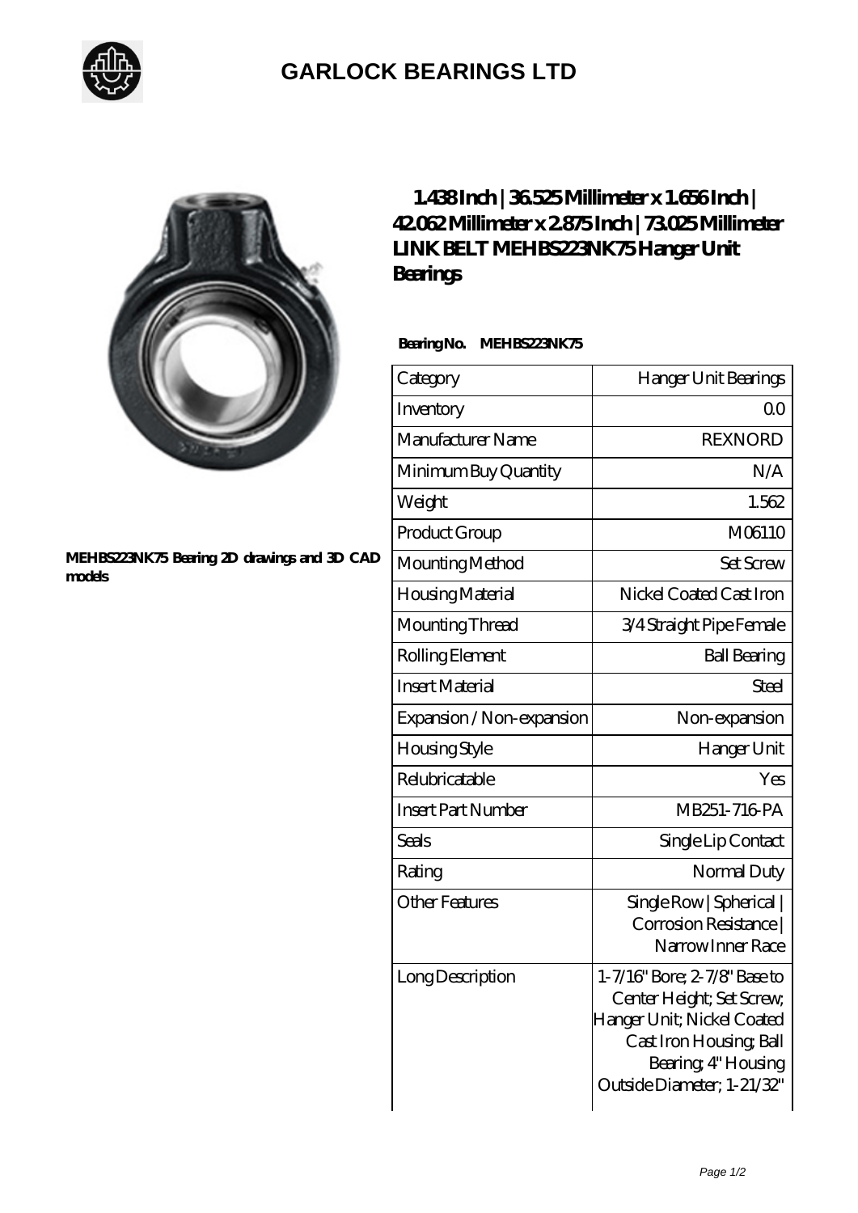# GARLOCK BEARINGS LTD

MEHBS223NK75 Bearing 2D drawings and 3D CAD models

## 1.438 Inch | 36.525 Millimeter x 1.656 Inch | 42.062 Millimeter x 2.875 Inch | 73.025 Millimeter LINK BELT MEHBS223NK75 Hanger Unit Bearings

**Bearing No.** MEHBS223NK75

| Category | Hanger Unit Bearings |
|---|---|
| Inventory | 0.0 |
| Manufacturer Name | REXNORD |
| Minimum Buy Quantity | N/A |
| Weight | 1.562 |
| Product Group | M06110 |
| Mounting Method | Set Screw |
| Housing Material | Nickel Coated Cast Iron |
| Mounting Thread | 3/4 Straight Pipe Female |
| Rolling Element | Ball Bearing |
| Insert Material | Steel |
| Expansion / Non-expansion | Non-expansion |
| Housing Style | Hanger Unit |
| Relubricatable | Yes |
| Insert Part Number | MB251-716-PA |
| Seals | Single Lip Contact |
| Rating | Normal Duty |
| Other Features | Single Row \| Spherical \| Corrosion Resistance \| Narrow Inner Race |
| Long Description | 1-7/16" Bore; 2-7/8" Base to Center Height; Set Screw; Hanger Unit; Nickel Coated Cast Iron Housing; Ball Bearing; 4" Housing Outside Diameter; 1-21/32" |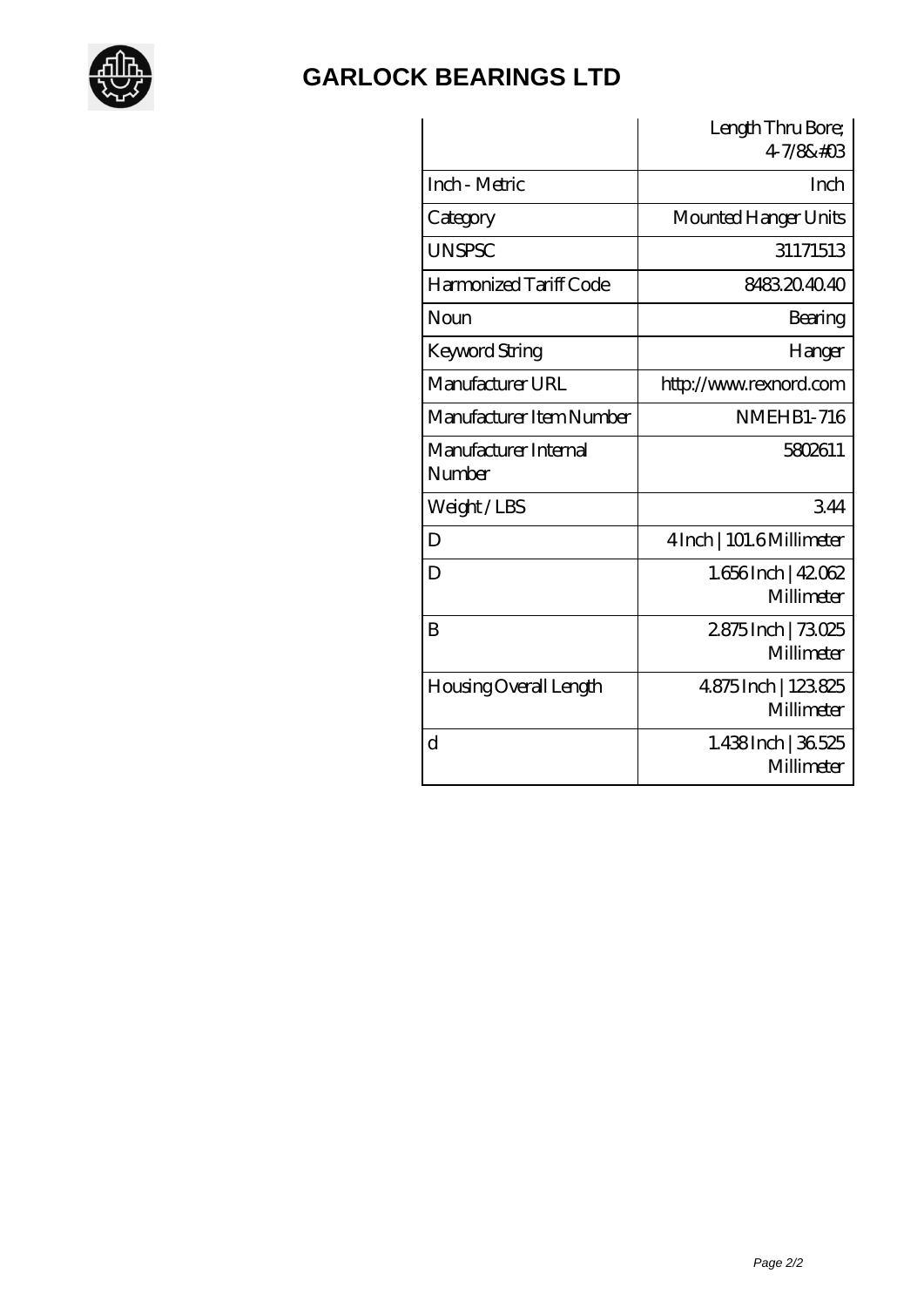# GARLOCK BEARINGS LTD

| | |
|---|---|
| | Length Thru Bore; 4-7/8&#03 |
| Inch - Metric | Inch |
| Category | Mounted Hanger Units |
| UNSPSC | 31171513 |
| Harmonized Tariff Code | 8483.20.40.40 |
| Noun | Bearing |
| Keyword String | Hanger |
| Manufacturer URL | http://www.rexnord.com |
| Manufacturer Item Number | NMEHB1-716 |
| Manufacturer Internal Number | 5802611 |
| Weight / LBS | 3.44 |
| D | 4 Inch \| 101.6 Millimeter |
| D | 1.656 Inch \| 42.062 Millimeter |
| B | 2.875 Inch \| 73.025 Millimeter |
| Housing Overall Length | 4.875 Inch \| 123.825 Millimeter |
| d | 1.438 Inch \| 36.525 Millimeter |